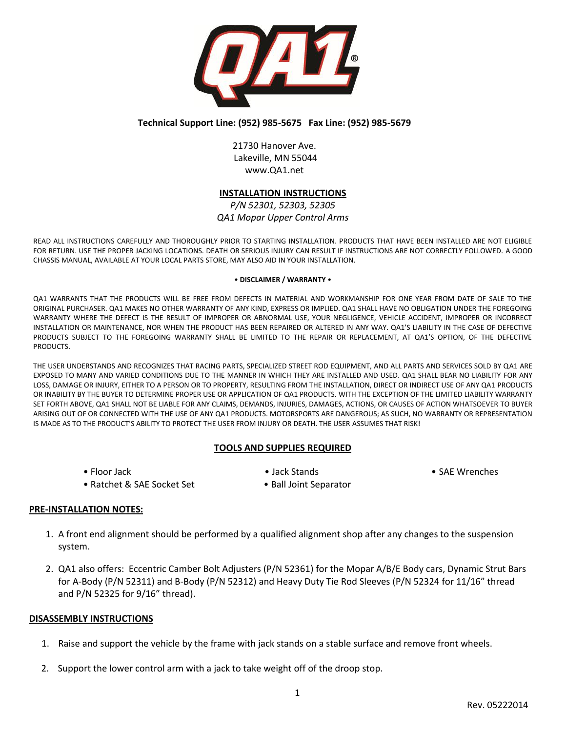**Technical Support Line: (952) 985-5675 Fax Line: (952) 985-5679**

21730 Hanover Ave.
Lakeville, MN 55044
www.QA1.net

# INSTALLATION INSTRUCTIONS

*P/N 52301, 52303, 52305*
*QA1 Mopar Upper Control Arms*

READ ALL INSTRUCTIONS CAREFULLY AND THOROUGHLY PRIOR TO STARTING INSTALLATION. PRODUCTS THAT HAVE BEEN INSTALLED ARE NOT ELIGIBLE FOR RETURN. USE THE PROPER JACKING LOCATIONS. DEATH OR SERIOUS INJURY CAN RESULT IF INSTRUCTIONS ARE NOT CORRECTLY FOLLOWED. A GOOD CHASSIS MANUAL, AVAILABLE AT YOUR LOCAL PARTS STORE, MAY ALSO AID IN YOUR INSTALLATION.

**• DISCLAIMER / WARRANTY •**

QA1 WARRANTS THAT THE PRODUCTS WILL BE FREE FROM DEFECTS IN MATERIAL AND WORKMANSHIP FOR ONE YEAR FROM DATE OF SALE TO THE ORIGINAL PURCHASER. QA1 MAKES NO OTHER WARRANTY OF ANY KIND, EXPRESS OR IMPLIED. QA1 SHALL HAVE NO OBLIGATION UNDER THE FOREGOING WARRANTY WHERE THE DEFECT IS THE RESULT OF IMPROPER OR ABNORMAL USE, YOUR NEGLIGENCE, VEHICLE ACCIDENT, IMPROPER OR INCORRECT INSTALLATION OR MAINTENANCE, NOR WHEN THE PRODUCT HAS BEEN REPAIRED OR ALTERED IN ANY WAY. QA1'S LIABILITY IN THE CASE OF DEFECTIVE PRODUCTS SUBJECT TO THE FOREGOING WARRANTY SHALL BE LIMITED TO THE REPAIR OR REPLACEMENT, AT QA1'S OPTION, OF THE DEFECTIVE PRODUCTS.

THE USER UNDERSTANDS AND RECOGNIZES THAT RACING PARTS, SPECIALIZED STREET ROD EQUIPMENT, AND ALL PARTS AND SERVICES SOLD BY QA1 ARE EXPOSED TO MANY AND VARIED CONDITIONS DUE TO THE MANNER IN WHICH THEY ARE INSTALLED AND USED. QA1 SHALL BEAR NO LIABILITY FOR ANY LOSS, DAMAGE OR INJURY, EITHER TO A PERSON OR TO PROPERTY, RESULTING FROM THE INSTALLATION, DIRECT OR INDIRECT USE OF ANY QA1 PRODUCTS OR INABILITY BY THE BUYER TO DETERMINE PROPER USE OR APPLICATION OF QA1 PRODUCTS. WITH THE EXCEPTION OF THE LIMITED LIABILITY WARRANTY SET FORTH ABOVE, QA1 SHALL NOT BE LIABLE FOR ANY CLAIMS, DEMANDS, INJURIES, DAMAGES, ACTIONS, OR CAUSES OF ACTION WHATSOEVER TO BUYER ARISING OUT OF OR CONNECTED WITH THE USE OF ANY QA1 PRODUCTS. MOTORSPORTS ARE DANGEROUS; AS SUCH, NO WARRANTY OR REPRESENTATION IS MADE AS TO THE PRODUCT'S ABILITY TO PROTECT THE USER FROM INJURY OR DEATH. THE USER ASSUMES THAT RISK!

## TOOLS AND SUPPLIES REQUIRED

- Floor Jack
- Ratchet & SAE Socket Set
- Jack Stands
- Ball Joint Separator
- SAE Wrenches

## PRE-INSTALLATION NOTES:

1. A front end alignment should be performed by a qualified alignment shop after any changes to the suspension system.
2. QA1 also offers: Eccentric Camber Bolt Adjusters (P/N 52361) for the Mopar A/B/E Body cars, Dynamic Strut Bars for A-Body (P/N 52311) and B-Body (P/N 52312) and Heavy Duty Tie Rod Sleeves (P/N 52324 for 11/16" thread and P/N 52325 for 9/16" thread).

## DISASSEMBLY INSTRUCTIONS

1. Raise and support the vehicle by the frame with jack stands on a stable surface and remove front wheels.
2. Support the lower control arm with a jack to take weight off of the droop stop.

Rev. 05222014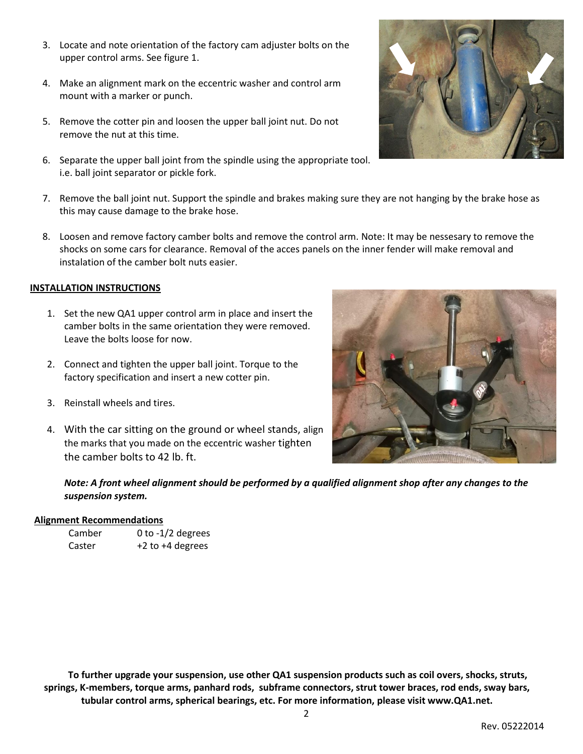3. Locate and note orientation of the factory cam adjuster bolts on the upper control arms. See figure 1.

4. Make an alignment mark on the eccentric washer and control arm mount with a marker or punch.

5. Remove the cotter pin and loosen the upper ball joint nut. Do not remove the nut at this time.

6. Separate the upper ball joint from the spindle using the appropriate tool. i.e. ball joint separator or pickle fork.

7. Remove the ball joint nut. Support the spindle and brakes making sure they are not hanging by the brake hose as this may cause damage to the brake hose.

8. Loosen and remove factory camber bolts and remove the control arm. Note: It may be nessesary to remove the shocks on some cars for clearance. Removal of the acces panels on the inner fender will make removal and instalation of the camber bolt nuts easier.

## INSTALLATION INSTRUCTIONS

1. Set the new QA1 upper control arm in place and insert the camber bolts in the same orientation they were removed. Leave the bolts loose for now.

2. Connect and tighten the upper ball joint. Torque to the factory specification and insert a new cotter pin.

3. Reinstall wheels and tires.

4. With the car sitting on the ground or wheel stands, align the marks that you made on the eccentric washer tighten the camber bolts to 42 lb. ft.

***Note: A front wheel alignment should be performed by a qualified alignment shop after any changes to the suspension system.***

**Alignment Recommendations**

| | |
|---|---|
| Camber | 0 to -1/2 degrees |
| Caster | +2 to +4 degrees |

**To further upgrade your suspension, use other QA1 suspension products such as coil overs, shocks, struts, springs, K-members, torque arms, panhard rods, subframe connectors, strut tower braces, rod ends, sway bars, tubular control arms, spherical bearings, etc. For more information, please visit www.QA1.net.**

Rev. 05222014